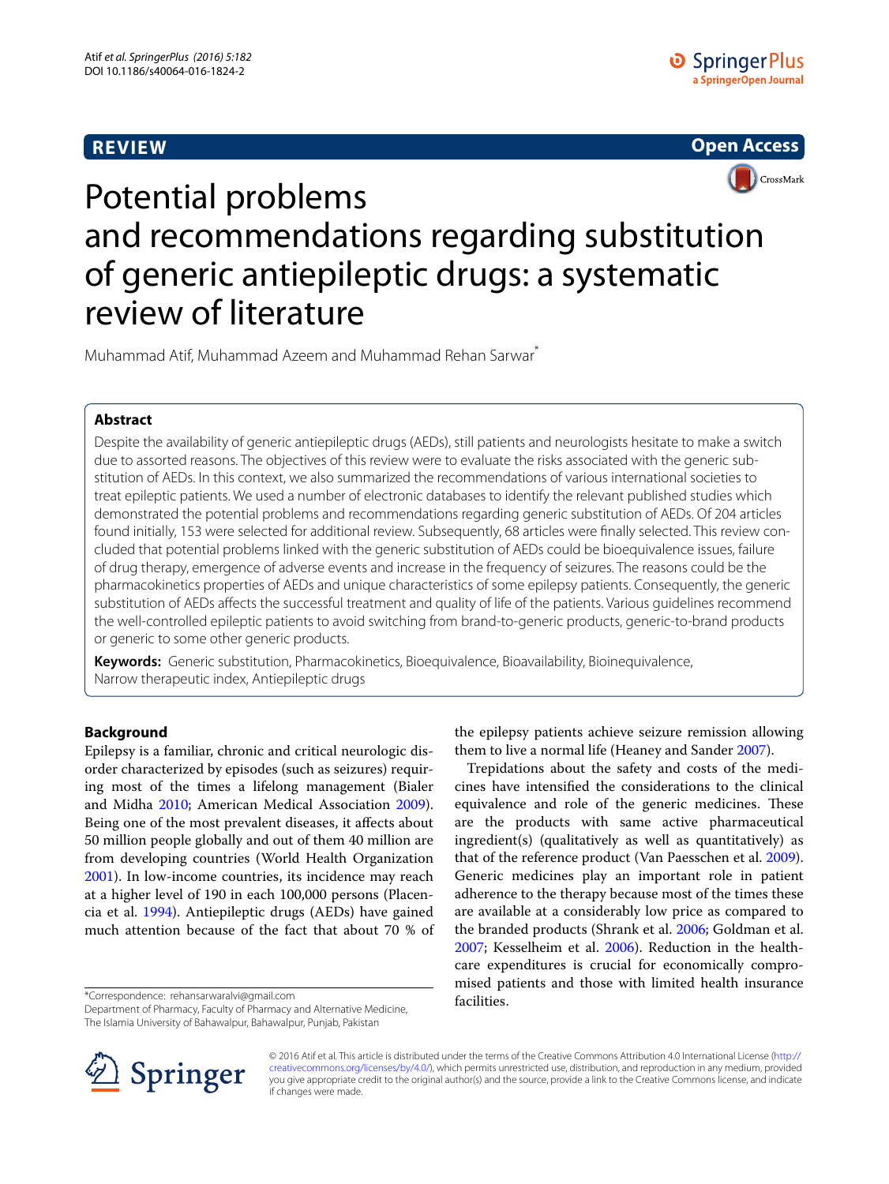**REVIEW**

**Open Access**

# Potential problems and recommendations regarding substitution of generic antiepileptic drugs: a systematic review of literature

Muhammad Atif, Muhammad Azeem and Muhammad Rehan Sarwar*

## Abstract

Despite the availability of generic antiepileptic drugs (AEDs), still patients and neurologists hesitate to make a switch due to assorted reasons. The objectives of this review were to evaluate the risks associated with the generic substitution of AEDs. In this context, we also summarized the recommendations of various international societies to treat epileptic patients. We used a number of electronic databases to identify the relevant published studies which demonstrated the potential problems and recommendations regarding generic substitution of AEDs. Of 204 articles found initially, 153 were selected for additional review. Subsequently, 68 articles were finally selected. This review concluded that potential problems linked with the generic substitution of AEDs could be bioequivalence issues, failure of drug therapy, emergence of adverse events and increase in the frequency of seizures. The reasons could be the pharmacokinetics properties of AEDs and unique characteristics of some epilepsy patients. Consequently, the generic substitution of AEDs affects the successful treatment and quality of life of the patients. Various guidelines recommend the well-controlled epileptic patients to avoid switching from brand-to-generic products, generic-to-brand products or generic to some other generic products.

**Keywords:** Generic substitution, Pharmacokinetics, Bioequivalence, Bioavailability, Bioinequivalence, Narrow therapeutic index, Antiepileptic drugs

## Background

Epilepsy is a familiar, chronic and critical neurologic disorder characterized by episodes (such as seizures) requiring most of the times a lifelong management (Bialer and Midha 2010; American Medical Association 2009). Being one of the most prevalent diseases, it affects about 50 million people globally and out of them 40 million are from developing countries (World Health Organization 2001). In low-income countries, its incidence may reach at a higher level of 190 in each 100,000 persons (Placencia et al. 1994). Antiepileptic drugs (AEDs) have gained much attention because of the fact that about 70 % of the epilepsy patients achieve seizure remission allowing them to live a normal life (Heaney and Sander 2007).

Trepidations about the safety and costs of the medicines have intensified the considerations to the clinical equivalence and role of the generic medicines. These are the products with same active pharmaceutical ingredient(s) (qualitatively as well as quantitatively) as that of the reference product (Van Paesschen et al. 2009). Generic medicines play an important role in patient adherence to the therapy because most of the times these are available at a considerably low price as compared to the branded products (Shrank et al. 2006; Goldman et al. 2007; Kesselheim et al. 2006). Reduction in the healthcare expenditures is crucial for economically compromised patients and those with limited health insurance facilities.

*Correspondence: rehansarwaralvi@gmail.com
Department of Pharmacy, Faculty of Pharmacy and Alternative Medicine, The Islamia University of Bahawalpur, Bahawalpur, Punjab, Pakistan

© 2016 Atif et al. This article is distributed under the terms of the Creative Commons Attribution 4.0 International License (http://creativecommons.org/licenses/by/4.0/), which permits unrestricted use, distribution, and reproduction in any medium, provided you give appropriate credit to the original author(s) and the source, provide a link to the Creative Commons license, and indicate if changes were made.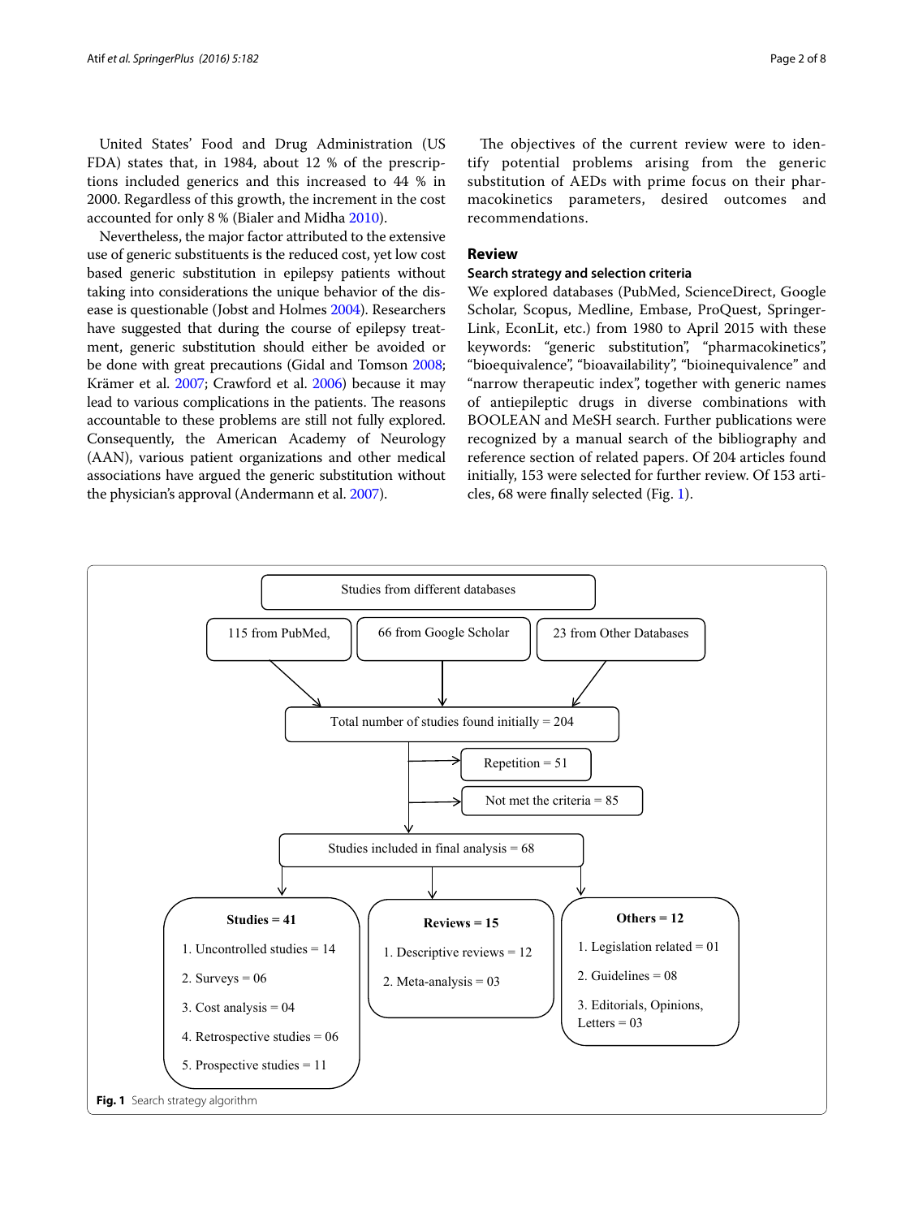United States' Food and Drug Administration (US FDA) states that, in 1984, about 12 % of the prescriptions included generics and this increased to 44 % in 2000. Regardless of this growth, the increment in the cost accounted for only 8 % (Bialer and Midha 2010).

Nevertheless, the major factor attributed to the extensive use of generic substituents is the reduced cost, yet low cost based generic substitution in epilepsy patients without taking into considerations the unique behavior of the disease is questionable (Jobst and Holmes 2004). Researchers have suggested that during the course of epilepsy treatment, generic substitution should either be avoided or be done with great precautions (Gidal and Tomson 2008; Krämer et al. 2007; Crawford et al. 2006) because it may lead to various complications in the patients. The reasons accountable to these problems are still not fully explored. Consequently, the American Academy of Neurology (AAN), various patient organizations and other medical associations have argued the generic substitution without the physician's approval (Andermann et al. 2007).

The objectives of the current review were to identify potential problems arising from the generic substitution of AEDs with prime focus on their pharmacokinetics parameters, desired outcomes and recommendations.

## Review

### Search strategy and selection criteria

We explored databases (PubMed, ScienceDirect, Google Scholar, Scopus, Medline, Embase, ProQuest, SpringerLink, EconLit, etc.) from 1980 to April 2015 with these keywords: "generic substitution", "pharmacokinetics", "bioequivalence", "bioavailability", "bioinequivalence" and "narrow therapeutic index", together with generic names of antiepileptic drugs in diverse combinations with BOOLEAN and MeSH search. Further publications were recognized by a manual search of the bibliography and reference section of related papers. Of 204 articles found initially, 153 were selected for further review. Of 153 articles, 68 were finally selected (Fig. 1).

Studies from different databases

- 115 from PubMed,
- 66 from Google Scholar
- 23 from Other Databases

Total number of studies found initially = 204

- Repetition = 51
- Not met the criteria = 85

Studies included in final analysis = 68

**Studies = 41**

1. Uncontrolled studies = 14
2. Surveys = 06
3. Cost analysis = 04
4. Retrospective studies = 06
5. Prospective studies = 11

**Reviews = 15**

1. Descriptive reviews = 12
2. Meta-analysis = 03

**Others = 12**

1. Legislation related = 01
2. Guidelines = 08
3. Editorials, Opinions, Letters = 03

**Fig. 1** Search strategy algorithm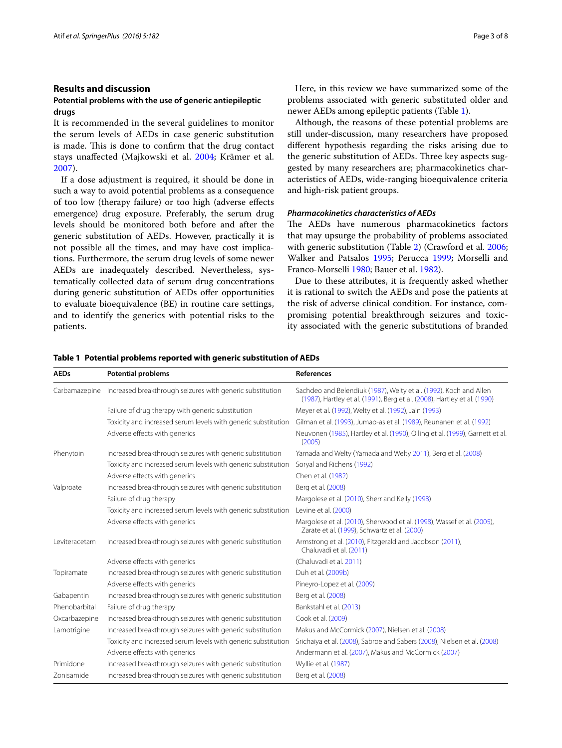## Results and discussion

### Potential problems with the use of generic antiepileptic drugs

It is recommended in the several guidelines to monitor the serum levels of AEDs in case generic substitution is made. This is done to confirm that the drug contact stays unaffected (Majkowski et al. 2004; Krämer et al. 2007).

If a dose adjustment is required, it should be done in such a way to avoid potential problems as a consequence of too low (therapy failure) or too high (adverse effects emergence) drug exposure. Preferably, the serum drug levels should be monitored both before and after the generic substitution of AEDs. However, practically it is not possible all the times, and may have cost implications. Furthermore, the serum drug levels of some newer AEDs are inadequately described. Nevertheless, systematically collected data of serum drug concentrations during generic substitution of AEDs offer opportunities to evaluate bioequivalence (BE) in routine care settings, and to identify the generics with potential risks to the patients.

Here, in this review we have summarized some of the problems associated with generic substituted older and newer AEDs among epileptic patients (Table 1).

Although, the reasons of these potential problems are still under-discussion, many researchers have proposed different hypothesis regarding the risks arising due to the generic substitution of AEDs. Three key aspects suggested by many researchers are; pharmacokinetics characteristics of AEDs, wide-ranging bioequivalence criteria and high-risk patient groups.

#### *Pharmacokinetics characteristics of AEDs*

The AEDs have numerous pharmacokinetics factors that may upsurge the probability of problems associated with generic substitution (Table 2) (Crawford et al. 2006; Walker and Patsalos 1995; Perucca 1999; Morselli and Franco-Morselli 1980; Bauer et al. 1982).

Due to these attributes, it is frequently asked whether it is rational to switch the AEDs and pose the patients at the risk of adverse clinical condition. For instance, compromising potential breakthrough seizures and toxicity associated with the generic substitutions of branded

**Table 1 Potential problems reported with generic substitution of AEDs**

| AEDs | Potential problems | References |
|---|---|---|
| Carbamazepine | Increased breakthrough seizures with generic substitution | Sachdeo and Belendiuk (1987), Welty et al. (1992), Koch and Allen (1987), Hartley et al. (1991), Berg et al. (2008), Hartley et al. (1990) |
| | Failure of drug therapy with generic substitution | Meyer et al. (1992), Welty et al. (1992), Jain (1993) |
| | Toxicity and increased serum levels with generic substitution | Gilman et al. (1993), Jumao-as et al. (1989), Reunanen et al. (1992) |
| | Adverse effects with generics | Neuvonen (1985), Hartley et al. (1990), Olling et al. (1999), Garnett et al. (2005) |
| Phenytoin | Increased breakthrough seizures with generic substitution | Yamada and Welty (Yamada and Welty 2011), Berg et al. (2008) |
| | Toxicity and increased serum levels with generic substitution | Soryal and Richens (1992) |
| | Adverse effects with generics | Chen et al. (1982) |
| Valproate | Increased breakthrough seizures with generic substitution | Berg et al. (2008) |
| | Failure of drug therapy | Margolese et al. (2010), Sherr and Kelly (1998) |
| | Toxicity and increased serum levels with generic substitution | Levine et al. (2000) |
| | Adverse effects with generics | Margolese et al. (2010), Sherwood et al. (1998), Wassef et al. (2005), Zarate et al. (1999), Schwartz et al. (2000) |
| Leviteracetam | Increased breakthrough seizures with generic substitution | Armstrong et al. (2010), Fitzgerald and Jacobson (2011), Chaluvadi et al. (2011) |
| | Adverse effects with generics | (Chaluvadi et al. 2011) |
| Topiramate | Increased breakthrough seizures with generic substitution | Duh et al. (2009b) |
| | Adverse effects with generics | Pineyro-Lopez et al. (2009) |
| Gabapentin | Increased breakthrough seizures with generic substitution | Berg et al. (2008) |
| Phenobarbital | Failure of drug therapy | Bankstahl et al. (2013) |
| Oxcarbazepine | Increased breakthrough seizures with generic substitution | Cook et al. (2009) |
| Lamotrigine | Increased breakthrough seizures with generic substitution | Makus and McCormick (2007), Nielsen et al. (2008) |
| | Toxicity and increased serum levels with generic substitution | Srichaiya et al. (2008), Sabroe and Sabers (2008), Nielsen et al. (2008) |
| | Adverse effects with generics | Andermann et al. (2007), Makus and McCormick (2007) |
| Primidone | Increased breakthrough seizures with generic substitution | Wyllie et al. (1987) |
| Zonisamide | Increased breakthrough seizures with generic substitution | Berg et al. (2008) |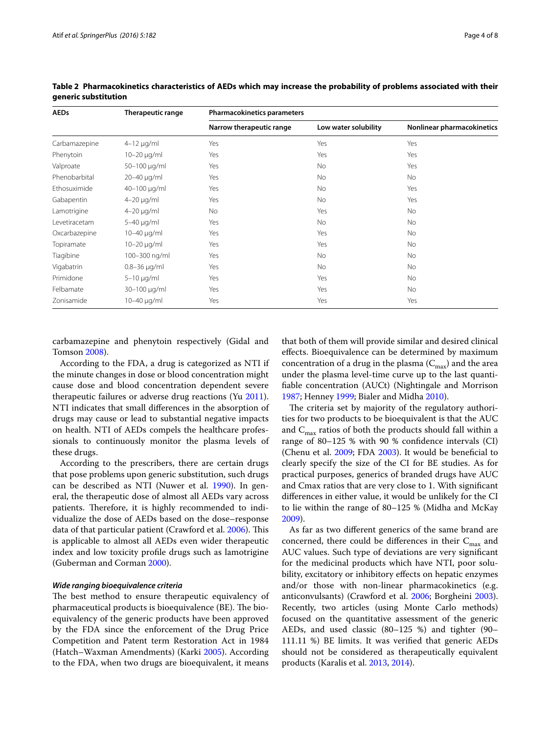**Table 2 Pharmacokinetics characteristics of AEDs which may increase the probability of problems associated with their generic substitution**

| AEDs | Therapeutic range | Pharmacokinetics parameters | | |
|---|---|---|---|---|
| | | Narrow therapeutic range | Low water solubility | Nonlinear pharmacokinetics |
| Carbamazepine | 4–12 μg/ml | Yes | Yes | Yes |
| Phenytoin | 10–20 μg/ml | Yes | Yes | Yes |
| Valproate | 50–100 μg/ml | Yes | No | Yes |
| Phenobarbital | 20–40 μg/ml | Yes | No | No |
| Ethosuximide | 40–100 μg/ml | Yes | No | Yes |
| Gabapentin | 4–20 μg/ml | Yes | No | Yes |
| Lamotrigine | 4–20 μg/ml | No | Yes | No |
| Levetiracetam | 5–40 μg/ml | Yes | No | No |
| Oxcarbazepine | 10–40 μg/ml | Yes | Yes | No |
| Topiramate | 10–20 μg/ml | Yes | Yes | No |
| Tiagibine | 100–300 ng/ml | Yes | No | No |
| Vigabatrin | 0.8–36 μg/ml | Yes | No | No |
| Primidone | 5–10 μg/ml | Yes | Yes | No |
| Felbamate | 30–100 μg/ml | Yes | Yes | No |
| Zonisamide | 10–40 μg/ml | Yes | Yes | Yes |

carbamazepine and phenytoin respectively (Gidal and Tomson 2008).

According to the FDA, a drug is categorized as NTI if the minute changes in dose or blood concentration might cause dose and blood concentration dependent severe therapeutic failures or adverse drug reactions (Yu 2011). NTI indicates that small differences in the absorption of drugs may cause or lead to substantial negative impacts on health. NTI of AEDs compels the healthcare professionals to continuously monitor the plasma levels of these drugs.

According to the prescribers, there are certain drugs that pose problems upon generic substitution, such drugs can be described as NTI (Nuwer et al. 1990). In general, the therapeutic dose of almost all AEDs vary across patients. Therefore, it is highly recommended to individualize the dose of AEDs based on the dose–response data of that particular patient (Crawford et al. 2006). This is applicable to almost all AEDs even wider therapeutic index and low toxicity profile drugs such as lamotrigine (Guberman and Corman 2000).

#### *Wide ranging bioequivalence criteria*

The best method to ensure therapeutic equivalency of pharmaceutical products is bioequivalence (BE). The bioequivalency of the generic products have been approved by the FDA since the enforcement of the Drug Price Competition and Patent term Restoration Act in 1984 (Hatch–Waxman Amendments) (Karki 2005). According to the FDA, when two drugs are bioequivalent, it means that both of them will provide similar and desired clinical effects. Bioequivalence can be determined by maximum concentration of a drug in the plasma ($C_{max}$) and the area under the plasma level-time curve up to the last quantifiable concentration (AUCt) (Nightingale and Morrison 1987; Henney 1999; Bialer and Midha 2010).

The criteria set by majority of the regulatory authorities for two products to be bioequivalent is that the AUC and $C_{max}$ ratios of both the products should fall within a range of 80–125 % with 90 % confidence intervals (CI) (Chenu et al. 2009; FDA 2003). It would be beneficial to clearly specify the size of the CI for BE studies. As for practical purposes, generics of branded drugs have AUC and Cmax ratios that are very close to 1. With significant differences in either value, it would be unlikely for the CI to lie within the range of 80–125 % (Midha and McKay 2009).

As far as two different generics of the same brand are concerned, there could be differences in their $C_{max}$ and AUC values. Such type of deviations are very significant for the medicinal products which have NTI, poor solubility, excitatory or inhibitory effects on hepatic enzymes and/or those with non-linear pharmacokinetics (e.g. anticonvulsants) (Crawford et al. 2006; Borgheini 2003). Recently, two articles (using Monte Carlo methods) focused on the quantitative assessment of the generic AEDs, and used classic (80–125 %) and tighter (90–111.11 %) BE limits. It was verified that generic AEDs should not be considered as therapeutically equivalent products (Karalis et al. 2013, 2014).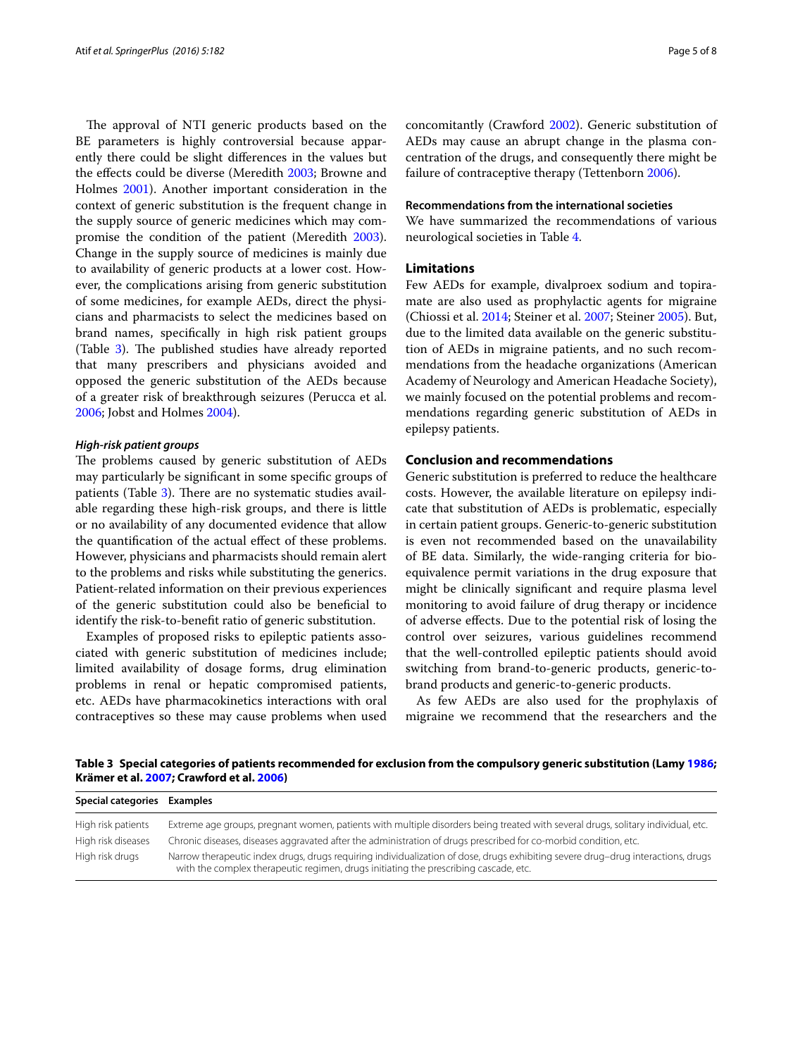The approval of NTI generic products based on the BE parameters is highly controversial because apparently there could be slight differences in the values but the effects could be diverse (Meredith 2003; Browne and Holmes 2001). Another important consideration in the context of generic substitution is the frequent change in the supply source of generic medicines which may compromise the condition of the patient (Meredith 2003). Change in the supply source of medicines is mainly due to availability of generic products at a lower cost. However, the complications arising from generic substitution of some medicines, for example AEDs, direct the physicians and pharmacists to select the medicines based on brand names, specifically in high risk patient groups (Table 3). The published studies have already reported that many prescribers and physicians avoided and opposed the generic substitution of the AEDs because of a greater risk of breakthrough seizures (Perucca et al. 2006; Jobst and Holmes 2004).

#### *High-risk patient groups*

The problems caused by generic substitution of AEDs may particularly be significant in some specific groups of patients (Table 3). There are no systematic studies available regarding these high-risk groups, and there is little or no availability of any documented evidence that allow the quantification of the actual effect of these problems. However, physicians and pharmacists should remain alert to the problems and risks while substituting the generics. Patient-related information on their previous experiences of the generic substitution could also be beneficial to identify the risk-to-benefit ratio of generic substitution.

Examples of proposed risks to epileptic patients associated with generic substitution of medicines include; limited availability of dosage forms, drug elimination problems in renal or hepatic compromised patients, etc. AEDs have pharmacokinetics interactions with oral contraceptives so these may cause problems when used concomitantly (Crawford 2002). Generic substitution of AEDs may cause an abrupt change in the plasma concentration of the drugs, and consequently there might be failure of contraceptive therapy (Tettenborn 2006).

#### Recommendations from the international societies

We have summarized the recommendations of various neurological societies in Table 4.

### Limitations

Few AEDs for example, divalproex sodium and topiramate are also used as prophylactic agents for migraine (Chiossi et al. 2014; Steiner et al. 2007; Steiner 2005). But, due to the limited data available on the generic substitution of AEDs in migraine patients, and no such recommendations from the headache organizations (American Academy of Neurology and American Headache Society), we mainly focused on the potential problems and recommendations regarding generic substitution of AEDs in epilepsy patients.

### Conclusion and recommendations

Generic substitution is preferred to reduce the healthcare costs. However, the available literature on epilepsy indicate that substitution of AEDs is problematic, especially in certain patient groups. Generic-to-generic substitution is even not recommended based on the unavailability of BE data. Similarly, the wide-ranging criteria for bioequivalence permit variations in the drug exposure that might be clinically significant and require plasma level monitoring to avoid failure of drug therapy or incidence of adverse effects. Due to the potential risk of losing the control over seizures, various guidelines recommend that the well-controlled epileptic patients should avoid switching from brand-to-generic products, generic-to-brand products and generic-to-generic products.

As few AEDs are also used for the prophylaxis of migraine we recommend that the researchers and the

**Table 3 Special categories of patients recommended for exclusion from the compulsory generic substitution (Lamy 1986; Krämer et al. 2007; Crawford et al. 2006)**

| Special categories | Examples |
|---|---|
| High risk patients | Extreme age groups, pregnant women, patients with multiple disorders being treated with several drugs, solitary individual, etc. |
| High risk diseases | Chronic diseases, diseases aggravated after the administration of drugs prescribed for co-morbid condition, etc. |
| High risk drugs | Narrow therapeutic index drugs, drugs requiring individualization of dose, drugs exhibiting severe drug–drug interactions, drugs with the complex therapeutic regimen, drugs initiating the prescribing cascade, etc. |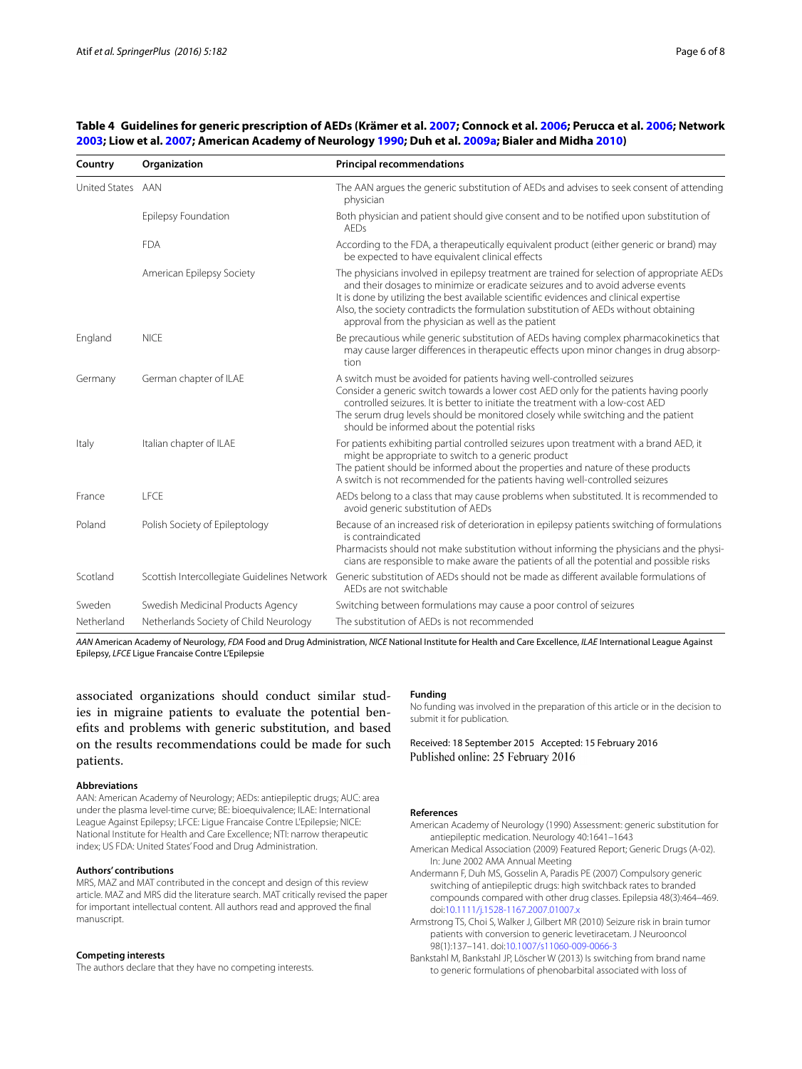**Table 4 Guidelines for generic prescription of AEDs (Krämer et al. 2007; Connock et al. 2006; Perucca et al. 2006; Network 2003; Liow et al. 2007; American Academy of Neurology 1990; Duh et al. 2009a; Bialer and Midha 2010)**

| Country | Organization | Principal recommendations |
|---|---|---|
| United States | AAN | The AAN argues the generic substitution of AEDs and advises to seek consent of attending physician |
| | Epilepsy Foundation | Both physician and patient should give consent and to be notified upon substitution of AEDs |
| | FDA | According to the FDA, a therapeutically equivalent product (either generic or brand) may be expected to have equivalent clinical effects |
| | American Epilepsy Society | The physicians involved in epilepsy treatment are trained for selection of appropriate AEDs and their dosages to minimize or eradicate seizures and to avoid adverse events<br>It is done by utilizing the best available scientific evidences and clinical expertise<br>Also, the society contradicts the formulation substitution of AEDs without obtaining approval from the physician as well as the patient |
| England | NICE | Be precautious while generic substitution of AEDs having complex pharmacokinetics that may cause larger differences in therapeutic effects upon minor changes in drug absorption |
| Germany | German chapter of ILAE | A switch must be avoided for patients having well-controlled seizures<br>Consider a generic switch towards a lower cost AED only for the patients having poorly controlled seizures. It is better to initiate the treatment with a low-cost AED<br>The serum drug levels should be monitored closely while switching and the patient should be informed about the potential risks |
| Italy | Italian chapter of ILAE | For patients exhibiting partial controlled seizures upon treatment with a brand AED, it might be appropriate to switch to a generic product<br>The patient should be informed about the properties and nature of these products<br>A switch is not recommended for the patients having well-controlled seizures |
| France | LFCE | AEDs belong to a class that may cause problems when substituted. It is recommended to avoid generic substitution of AEDs |
| Poland | Polish Society of Epileptology | Because of an increased risk of deterioration in epilepsy patients switching of formulations is contraindicated<br>Pharmacists should not make substitution without informing the physicians and the physicians are responsible to make aware the patients of all the potential and possible risks |
| Scotland | Scottish Intercollegiate Guidelines Network | Generic substitution of AEDs should not be made as different available formulations of AEDs are not switchable |
| Sweden | Swedish Medicinal Products Agency | Switching between formulations may cause a poor control of seizures |
| Netherland | Netherlands Society of Child Neurology | The substitution of AEDs is not recommended |

*AAN* American Academy of Neurology, *FDA* Food and Drug Administration, *NICE* National Institute for Health and Care Excellence, *ILAE* International League Against Epilepsy, *LFCE* Ligue Francaise Contre L'Epilepsie

associated organizations should conduct similar studies in migraine patients to evaluate the potential benefits and problems with generic substitution, and based on the results recommendations could be made for such patients.

#### Abbreviations

AAN: American Academy of Neurology; AEDs: antiepileptic drugs; AUC: area under the plasma level-time curve; BE: bioequivalence; ILAE: International League Against Epilepsy; LFCE: Ligue Francaise Contre L'Epilepsie; NICE: National Institute for Health and Care Excellence; NTI: narrow therapeutic index; US FDA: United States' Food and Drug Administration.

#### Authors' contributions

MRS, MAZ and MAT contributed in the concept and design of this review article. MAZ and MRS did the literature search. MAT critically revised the paper for important intellectual content. All authors read and approved the final manuscript.

#### Competing interests

The authors declare that they have no competing interests.

#### Funding

No funding was involved in the preparation of this article or in the decision to submit it for publication.

Received: 18 September 2015 Accepted: 15 February 2016
Published online: 25 February 2016

#### References

- American Academy of Neurology (1990) Assessment: generic substitution for antiepileptic medication. Neurology 40:1641–1643
- American Medical Association (2009) Featured Report; Generic Drugs (A-02). In: June 2002 AMA Annual Meeting
- Andermann F, Duh MS, Gosselin A, Paradis PE (2007) Compulsory generic switching of antiepileptic drugs: high switchback rates to branded compounds compared with other drug classes. Epilepsia 48(3):464–469. doi:10.1111/j.1528-1167.2007.01007.x
- Armstrong TS, Choi S, Walker J, Gilbert MR (2010) Seizure risk in brain tumor patients with conversion to generic levetiracetam. J Neurooncol 98(1):137–141. doi:10.1007/s11060-009-0066-3
- Bankstahl M, Bankstahl JP, Löscher W (2013) Is switching from brand name to generic formulations of phenobarbital associated with loss of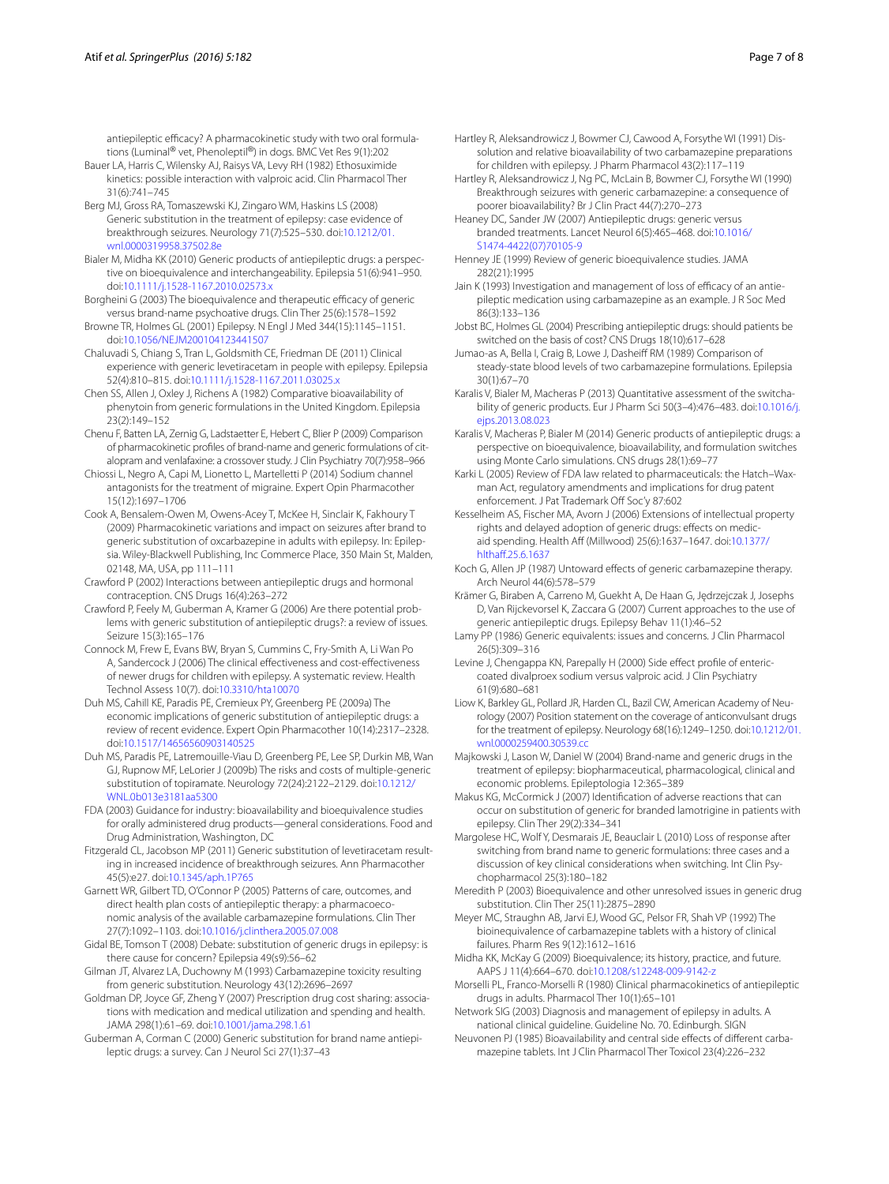antiepileptic efficacy? A pharmacokinetic study with two oral formulations (Luminal® vet, Phenoleptil®) in dogs. BMC Vet Res 9(1):202

Bauer LA, Harris C, Wilensky AJ, Raisys VA, Levy RH (1982) Ethosuximide kinetics: possible interaction with valproic acid. Clin Pharmacol Ther 31(6):741–745

Berg MJ, Gross RA, Tomaszewski KJ, Zingaro WM, Haskins LS (2008) Generic substitution in the treatment of epilepsy: case evidence of breakthrough seizures. Neurology 71(7):525–530. doi:10.1212/01.wnl.0000319958.37502.8e

Bialer M, Midha KK (2010) Generic products of antiepileptic drugs: a perspective on bioequivalence and interchangeability. Epilepsia 51(6):941–950. doi:10.1111/j.1528-1167.2010.02573.x

Borgheini G (2003) The bioequivalence and therapeutic efficacy of generic versus brand-name psychoative drugs. Clin Ther 25(6):1578–1592

Browne TR, Holmes GL (2001) Epilepsy. N Engl J Med 344(15):1145–1151. doi:10.1056/NEJM200104123441507

Chaluvadi S, Chiang S, Tran L, Goldsmith CE, Friedman DE (2011) Clinical experience with generic levetiracetam in people with epilepsy. Epilepsia 52(4):810–815. doi:10.1111/j.1528-1167.2011.03025.x

Chen SS, Allen J, Oxley J, Richens A (1982) Comparative bioavailability of phenytoin from generic formulations in the United Kingdom. Epilepsia 23(2):149–152

Chenu F, Batten LA, Zernig G, Ladstaetter E, Hebert C, Blier P (2009) Comparison of pharmacokinetic profiles of brand-name and generic formulations of citalopram and venlafaxine: a crossover study. J Clin Psychiatry 70(7):958–966

Chiossi L, Negro A, Capi M, Lionetto L, Martelletti P (2014) Sodium channel antagonists for the treatment of migraine. Expert Opin Pharmacother 15(12):1697–1706

Cook A, Bensalem-Owen M, Owens-Acey T, McKee H, Sinclair K, Fakhoury T (2009) Pharmacokinetic variations and impact on seizures after brand to generic substitution of oxcarbazepine in adults with epilepsy. In: Epilepsia. Wiley-Blackwell Publishing, Inc Commerce Place, 350 Main St, Malden, 02148, MA, USA, pp 111–111

Crawford P (2002) Interactions between antiepileptic drugs and hormonal contraception. CNS Drugs 16(4):263–272

Crawford P, Feely M, Guberman A, Kramer G (2006) Are there potential problems with generic substitution of antiepileptic drugs?: a review of issues. Seizure 15(3):165–176

Connock M, Frew E, Evans BW, Bryan S, Cummins C, Fry-Smith A, Li Wan Po A, Sandercock J (2006) The clinical effectiveness and cost-effectiveness of newer drugs for children with epilepsy. A systematic review. Health Technol Assess 10(7). doi:10.3310/hta10070

Duh MS, Cahill KE, Paradis PE, Cremieux PY, Greenberg PE (2009a) The economic implications of generic substitution of antiepileptic drugs: a review of recent evidence. Expert Opin Pharmacother 10(14):2317–2328. doi:10.1517/14656560903140525

Duh MS, Paradis PE, Latremouille-Viau D, Greenberg PE, Lee SP, Durkin MB, Wan GJ, Rupnow MF, LeLorier J (2009b) The risks and costs of multiple-generic substitution of topiramate. Neurology 72(24):2122–2129. doi:10.1212/WNL.0b013e3181aa5300

FDA (2003) Guidance for industry: bioavailability and bioequivalence studies for orally administered drug products—general considerations. Food and Drug Administration, Washington, DC

Fitzgerald CL, Jacobson MP (2011) Generic substitution of levetiracetam resulting in increased incidence of breakthrough seizures. Ann Pharmacother 45(5):e27. doi:10.1345/aph.1P765

Garnett WR, Gilbert TD, O'Connor P (2005) Patterns of care, outcomes, and direct health plan costs of antiepileptic therapy: a pharmacoeconomic analysis of the available carbamazepine formulations. Clin Ther 27(7):1092–1103. doi:10.1016/j.clinthera.2005.07.008

Gidal BE, Tomson T (2008) Debate: substitution of generic drugs in epilepsy: is there cause for concern? Epilepsia 49(s9):56–62

Gilman JT, Alvarez LA, Duchowny M (1993) Carbamazepine toxicity resulting from generic substitution. Neurology 43(12):2696–2697

Goldman DP, Joyce GF, Zheng Y (2007) Prescription drug cost sharing: associations with medication and medical utilization and spending and health. JAMA 298(1):61–69. doi:10.1001/jama.298.1.61

Guberman A, Corman C (2000) Generic substitution for brand name antiepileptic drugs: a survey. Can J Neurol Sci 27(1):37–43

Hartley R, Aleksandrowicz J, Bowmer CJ, Cawood A, Forsythe WI (1991) Dissolution and relative bioavailability of two carbamazepine preparations for children with epilepsy. J Pharm Pharmacol 43(2):117–119

Hartley R, Aleksandrowicz J, Ng PC, McLain B, Bowmer CJ, Forsythe WI (1990) Breakthrough seizures with generic carbamazepine: a consequence of poorer bioavailability? Br J Clin Pract 44(7):270–273

Heaney DC, Sander JW (2007) Antiepileptic drugs: generic versus branded treatments. Lancet Neurol 6(5):465–468. doi:10.1016/S1474-4422(07)70105-9

Henney JE (1999) Review of generic bioequivalence studies. JAMA 282(21):1995

Jain K (1993) Investigation and management of loss of efficacy of an antiepileptic medication using carbamazepine as an example. J R Soc Med 86(3):133–136

Jobst BC, Holmes GL (2004) Prescribing antiepileptic drugs: should patients be switched on the basis of cost? CNS Drugs 18(10):617–628

Jumao-as A, Bella I, Craig B, Lowe J, Dasheiff RM (1989) Comparison of steady-state blood levels of two carbamazepine formulations. Epilepsia 30(1):67–70

Karalis V, Bialer M, Macheras P (2013) Quantitative assessment of the switchability of generic products. Eur J Pharm Sci 50(3–4):476–483. doi:10.1016/j.ejps.2013.08.023

Karalis V, Macheras P, Bialer M (2014) Generic products of antiepileptic drugs: a perspective on bioequivalence, bioavailability, and formulation switches using Monte Carlo simulations. CNS drugs 28(1):69–77

Karki L (2005) Review of FDA law related to pharmaceuticals: the Hatch–Waxman Act, regulatory amendments and implications for drug patent enforcement. J Pat Trademark Off Soc'y 87:602

Kesselheim AS, Fischer MA, Avorn J (2006) Extensions of intellectual property rights and delayed adoption of generic drugs: effects on medicaid spending. Health Aff (Millwood) 25(6):1637–1647. doi:10.1377/hlthaff.25.6.1637

Koch G, Allen JP (1987) Untoward effects of generic carbamazepine therapy. Arch Neurol 44(6):578–579

Krämer G, Biraben A, Carreno M, Guekht A, De Haan G, Jędrzejczak J, Josephs D, Van Rijckevorsel K, Zaccara G (2007) Current approaches to the use of generic antiepileptic drugs. Epilepsy Behav 11(1):46–52

Lamy PP (1986) Generic equivalents: issues and concerns. J Clin Pharmacol 26(5):309–316

Levine J, Chengappa KN, Parepally H (2000) Side effect profile of enteric-coated divalproex sodium versus valproic acid. J Clin Psychiatry 61(9):680–681

Liow K, Barkley GL, Pollard JR, Harden CL, Bazil CW, American Academy of Neurology (2007) Position statement on the coverage of anticonvulsant drugs for the treatment of epilepsy. Neurology 68(16):1249–1250. doi:10.1212/01.wnl.0000259400.30539.cc

Majkowski J, Lason W, Daniel W (2004) Brand-name and generic drugs in the treatment of epilepsy: biopharmaceutical, pharmacological, clinical and economic problems. Epileptologia 12:365–389

Makus KG, McCormick J (2007) Identification of adverse reactions that can occur on substitution of generic for branded lamotrigine in patients with epilepsy. Clin Ther 29(2):334–341

Margolese HC, Wolf Y, Desmarais JE, Beauclair L (2010) Loss of response after switching from brand name to generic formulations: three cases and a discussion of key clinical considerations when switching. Int Clin Psychopharmacol 25(3):180–182

Meredith P (2003) Bioequivalence and other unresolved issues in generic drug substitution. Clin Ther 25(11):2875–2890

Meyer MC, Straughn AB, Jarvi EJ, Wood GC, Pelsor FR, Shah VP (1992) The bioinequivalence of carbamazepine tablets with a history of clinical failures. Pharm Res 9(12):1612–1616

Midha KK, McKay G (2009) Bioequivalence; its history, practice, and future. AAPS J 11(4):664–670. doi:10.1208/s12248-009-9142-z

Morselli PL, Franco-Morselli R (1980) Clinical pharmacokinetics of antiepileptic drugs in adults. Pharmacol Ther 10(1):65–101

Network SIG (2003) Diagnosis and management of epilepsy in adults. A national clinical guideline. Guideline No. 70. Edinburgh. SIGN

Neuvonen PJ (1985) Bioavailability and central side effects of different carbamazepine tablets. Int J Clin Pharmacol Ther Toxicol 23(4):226–232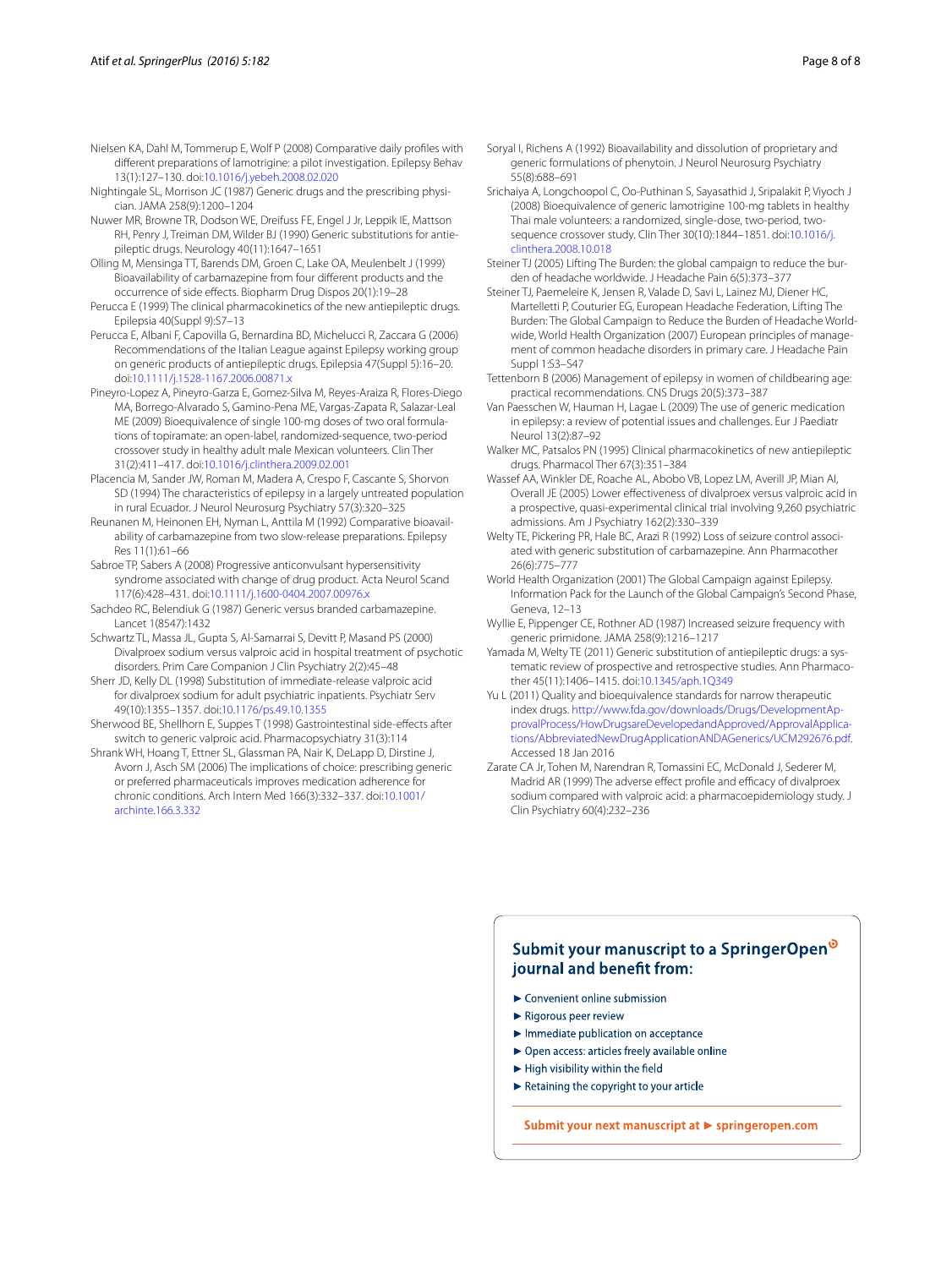Nielsen KA, Dahl M, Tommerup E, Wolf P (2008) Comparative daily profiles with different preparations of lamotrigine: a pilot investigation. Epilepsy Behav 13(1):127–130. doi:10.1016/j.yebeh.2008.02.020

Nightingale SL, Morrison JC (1987) Generic drugs and the prescribing physician. JAMA 258(9):1200–1204

Nuwer MR, Browne TR, Dodson WE, Dreifuss FE, Engel J Jr, Leppik IE, Mattson RH, Penry J, Treiman DM, Wilder BJ (1990) Generic substitutions for antiepileptic drugs. Neurology 40(11):1647–1651

Olling M, Mensinga TT, Barends DM, Groen C, Lake OA, Meulenbelt J (1999) Bioavailability of carbamazepine from four different products and the occurrence of side effects. Biopharm Drug Dispos 20(1):19–28

Perucca E (1999) The clinical pharmacokinetics of the new antiepileptic drugs. Epilepsia 40(Suppl 9):S7–13

Perucca E, Albani F, Capovilla G, Bernardina BD, Michelucci R, Zaccara G (2006) Recommendations of the Italian League against Epilepsy working group on generic products of antiepileptic drugs. Epilepsia 47(Suppl 5):16–20. doi:10.1111/j.1528-1167.2006.00871.x

Pineyro-Lopez A, Pineyro-Garza E, Gomez-Silva M, Reyes-Araiza R, Flores-Diego MA, Borrego-Alvarado S, Gamino-Pena ME, Vargas-Zapata R, Salazar-Leal ME (2009) Bioequivalence of single 100-mg doses of two oral formulations of topiramate: an open-label, randomized-sequence, two-period crossover study in healthy adult male Mexican volunteers. Clin Ther 31(2):411–417. doi:10.1016/j.clinthera.2009.02.001

Placencia M, Sander JW, Roman M, Madera A, Crespo F, Cascante S, Shorvon SD (1994) The characteristics of epilepsy in a largely untreated population in rural Ecuador. J Neurol Neurosurg Psychiatry 57(3):320–325

Reunanen M, Heinonen EH, Nyman L, Anttila M (1992) Comparative bioavailability of carbamazepine from two slow-release preparations. Epilepsy Res 11(1):61–66

Sabroe TP, Sabers A (2008) Progressive anticonvulsant hypersensitivity syndrome associated with change of drug product. Acta Neurol Scand 117(6):428–431. doi:10.1111/j.1600-0404.2007.00976.x

Sachdeo RC, Belendiuk G (1987) Generic versus branded carbamazepine. Lancet 1(8547):1432

Schwartz TL, Massa JL, Gupta S, Al-Samarrai S, Devitt P, Masand PS (2000) Divalproex sodium versus valproic acid in hospital treatment of psychotic disorders. Prim Care Companion J Clin Psychiatry 2(2):45–48

Sherr JD, Kelly DL (1998) Substitution of immediate-release valproic acid for divalproex sodium for adult psychiatric inpatients. Psychiatr Serv 49(10):1355–1357. doi:10.1176/ps.49.10.1355

Sherwood BE, Shellhorn E, Suppes T (1998) Gastrointestinal side-effects after switch to generic valproic acid. Pharmacopsychiatry 31(3):114

Shrank WH, Hoang T, Ettner SL, Glassman PA, Nair K, DeLapp D, Dirstine J, Avorn J, Asch SM (2006) The implications of choice: prescribing generic or preferred pharmaceuticals improves medication adherence for chronic conditions. Arch Intern Med 166(3):332–337. doi:10.1001/archinte.166.3.332

Soryal I, Richens A (1992) Bioavailability and dissolution of proprietary and generic formulations of phenytoin. J Neurol Neurosurg Psychiatry 55(8):688–691

Srichaiya A, Longchoopol C, Oo-Puthinan S, Sayasathid J, Sripalakit P, Viyoch J (2008) Bioequivalence of generic lamotrigine 100-mg tablets in healthy Thai male volunteers: a randomized, single-dose, two-period, two-sequence crossover study. Clin Ther 30(10):1844–1851. doi:10.1016/j.clinthera.2008.10.018

Steiner TJ (2005) Lifting The Burden: the global campaign to reduce the burden of headache worldwide. J Headache Pain 6(5):373–377

Steiner TJ, Paemeleire K, Jensen R, Valade D, Savi L, Lainez MJ, Diener HC, Martelletti P, Couturier EG, European Headache Federation, Lifting The Burden: The Global Campaign to Reduce the Burden of Headache Worldwide, World Health Organization (2007) European principles of management of common headache disorders in primary care. J Headache Pain Suppl 1:S3–S47

Tettenborn B (2006) Management of epilepsy in women of childbearing age: practical recommendations. CNS Drugs 20(5):373–387

Van Paesschen W, Hauman H, Lagae L (2009) The use of generic medication in epilepsy: a review of potential issues and challenges. Eur J Paediatr Neurol 13(2):87–92

Walker MC, Patsalos PN (1995) Clinical pharmacokinetics of new antiepileptic drugs. Pharmacol Ther 67(3):351–384

Wassef AA, Winkler DE, Roache AL, Abobo VB, Lopez LM, Averill JP, Mian AI, Overall JE (2005) Lower effectiveness of divalproex versus valproic acid in a prospective, quasi-experimental clinical trial involving 9,260 psychiatric admissions. Am J Psychiatry 162(2):330–339

Welty TE, Pickering PR, Hale BC, Arazi R (1992) Loss of seizure control associated with generic substitution of carbamazepine. Ann Pharmacother 26(6):775–777

World Health Organization (2001) The Global Campaign against Epilepsy. Information Pack for the Launch of the Global Campaign's Second Phase, Geneva, 12–13

Wyllie E, Pippenger CE, Rothner AD (1987) Increased seizure frequency with generic primidone. JAMA 258(9):1216–1217

Yamada M, Welty TE (2011) Generic substitution of antiepileptic drugs: a systematic review of prospective and retrospective studies. Ann Pharmacother 45(11):1406–1415. doi:10.1345/aph.1Q349

Yu L (2011) Quality and bioequivalence standards for narrow therapeutic index drugs. http://www.fda.gov/downloads/Drugs/DevelopmentApprovalProcess/HowDrugsareDevelopedandApproved/ApprovalApplications/AbbreviatedNewDrugApplicationANDAGenerics/UCM292676.pdf. Accessed 18 Jan 2016

Zarate CA Jr, Tohen M, Narendran R, Tomassini EC, McDonald J, Sederer M, Madrid AR (1999) The adverse effect profile and efficacy of divalproex sodium compared with valproic acid: a pharmacoepidemiology study. J Clin Psychiatry 60(4):232–236

**Submit your manuscript to a SpringerOpen journal and benefit from:**

- ► Convenient online submission
- ► Rigorous peer review
- ► Immediate publication on acceptance
- ► Open access: articles freely available online
- ► High visibility within the field
- ► Retaining the copyright to your article

**Submit your next manuscript at ► springeropen.com**